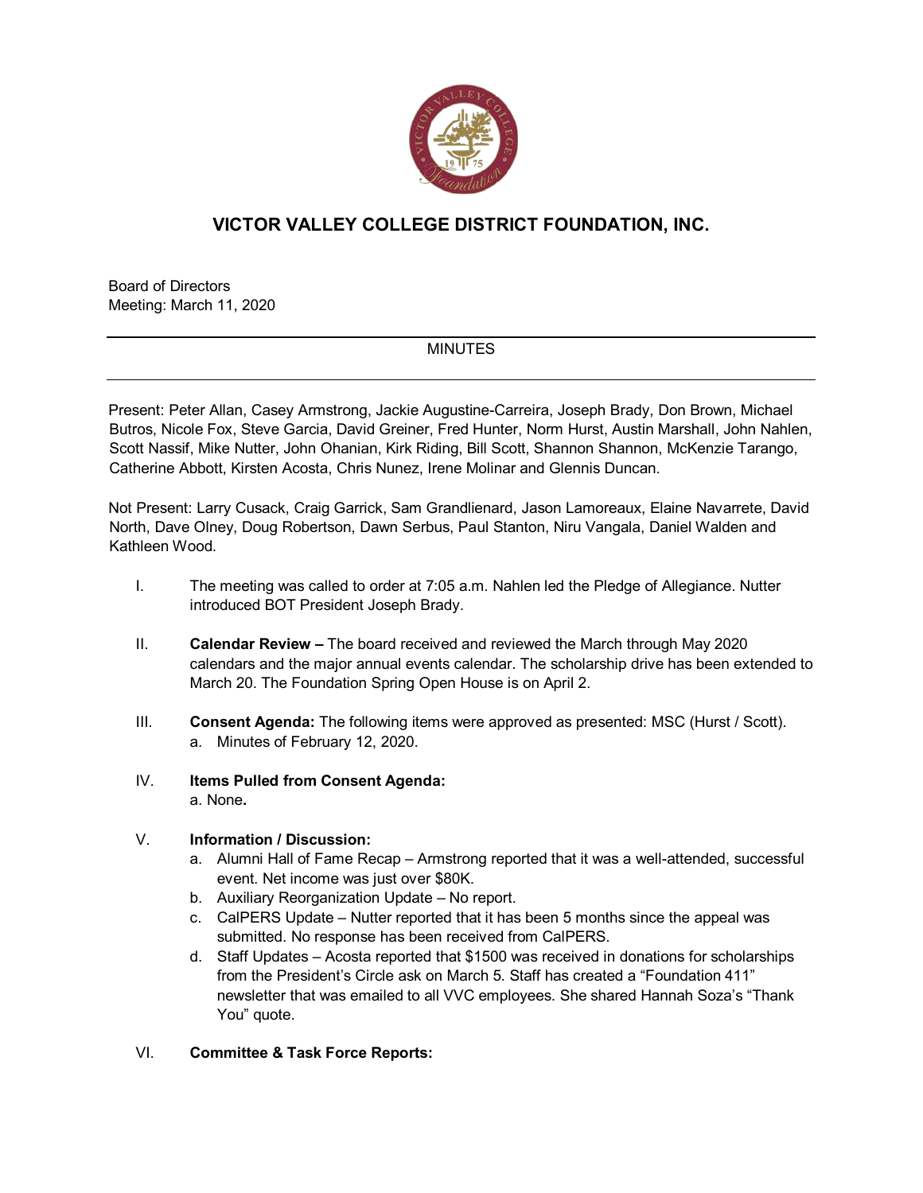# VICTOR VALLEY COLLEGE DISTRICT FOUNDATION, INC.

Board of Directors
Meeting: March 11, 2020

MINUTES

Present: Peter Allan, Casey Armstrong, Jackie Augustine-Carreira, Joseph Brady, Don Brown, Michael Butros, Nicole Fox, Steve Garcia, David Greiner, Fred Hunter, Norm Hurst, Austin Marshall, John Nahlen, Scott Nassif, Mike Nutter, John Ohanian, Kirk Riding, Bill Scott, Shannon Shannon, McKenzie Tarango, Catherine Abbott, Kirsten Acosta, Chris Nunez, Irene Molinar and Glennis Duncan.

Not Present: Larry Cusack, Craig Garrick, Sam Grandlienard, Jason Lamoreaux, Elaine Navarrete, David North, Dave Olney, Doug Robertson, Dawn Serbus, Paul Stanton, Niru Vangala, Daniel Walden and Kathleen Wood.

I. The meeting was called to order at 7:05 a.m. Nahlen led the Pledge of Allegiance. Nutter introduced BOT President Joseph Brady.

II. **Calendar Review –** The board received and reviewed the March through May 2020 calendars and the major annual events calendar. The scholarship drive has been extended to March 20. The Foundation Spring Open House is on April 2.

III. **Consent Agenda:** The following items were approved as presented: MSC (Hurst / Scott).
   a. Minutes of February 12, 2020.

IV. **Items Pulled from Consent Agenda:**
   a. None**.**

V. **Information / Discussion:**
   a. Alumni Hall of Fame Recap – Armstrong reported that it was a well-attended, successful event. Net income was just over $80K.
   b. Auxiliary Reorganization Update – No report.
   c. CalPERS Update – Nutter reported that it has been 5 months since the appeal was submitted. No response has been received from CalPERS.
   d. Staff Updates – Acosta reported that $1500 was received in donations for scholarships from the President's Circle ask on March 5. Staff has created a "Foundation 411" newsletter that was emailed to all VVC employees. She shared Hannah Soza's "Thank You" quote.

VI. **Committee & Task Force Reports:**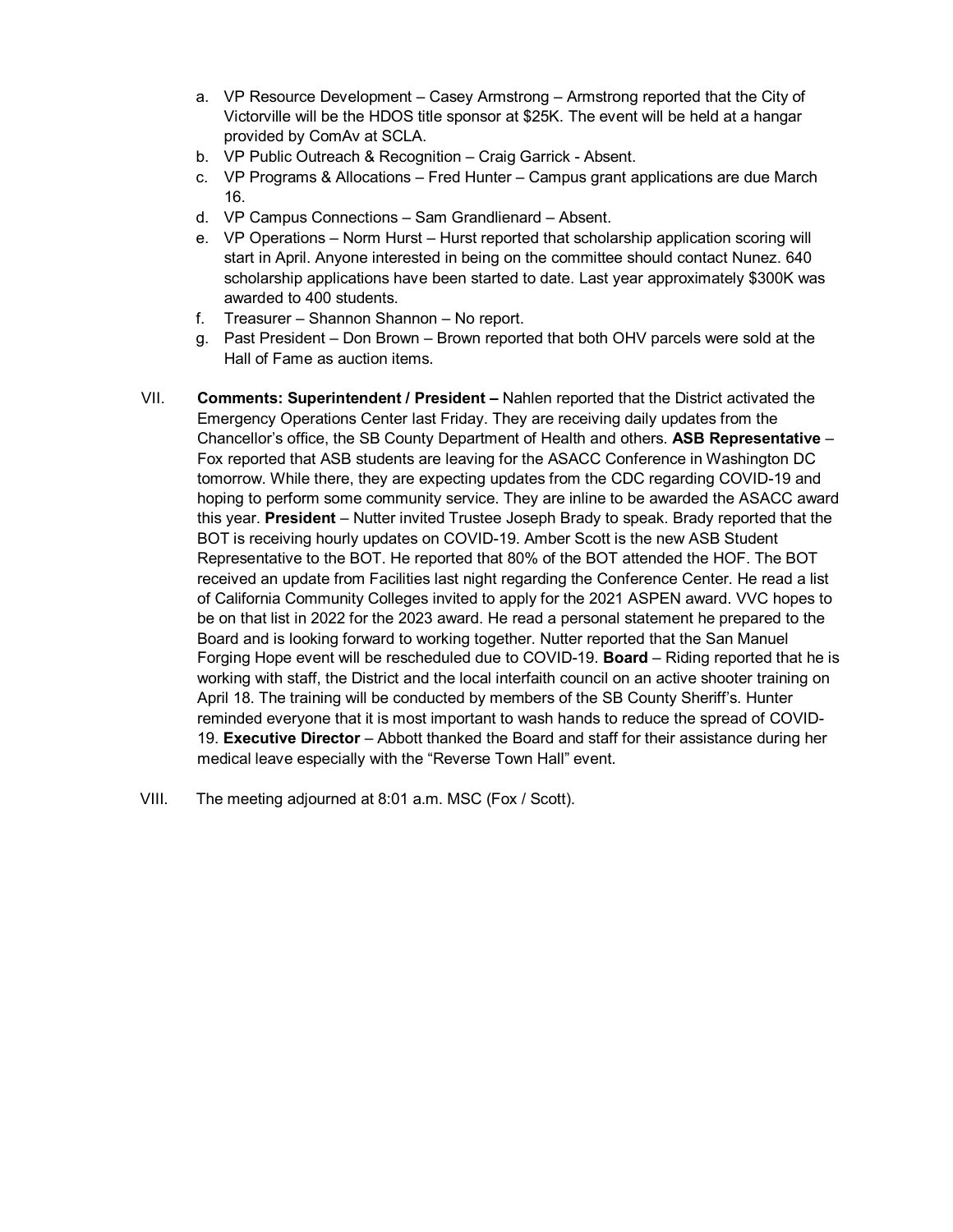a. VP Resource Development – Casey Armstrong – Armstrong reported that the City of Victorville will be the HDOS title sponsor at $25K. The event will be held at a hangar provided by ComAv at SCLA.
b. VP Public Outreach & Recognition – Craig Garrick - Absent.
c. VP Programs & Allocations – Fred Hunter – Campus grant applications are due March 16.
d. VP Campus Connections – Sam Grandlienard – Absent.
e. VP Operations – Norm Hurst – Hurst reported that scholarship application scoring will start in April. Anyone interested in being on the committee should contact Nunez. 640 scholarship applications have been started to date. Last year approximately $300K was awarded to 400 students.
f. Treasurer – Shannon Shannon – No report.
g. Past President – Don Brown – Brown reported that both OHV parcels were sold at the Hall of Fame as auction items.

VII. **Comments: Superintendent / President –** Nahlen reported that the District activated the Emergency Operations Center last Friday. They are receiving daily updates from the Chancellor's office, the SB County Department of Health and others. **ASB Representative** – Fox reported that ASB students are leaving for the ASACC Conference in Washington DC tomorrow. While there, they are expecting updates from the CDC regarding COVID-19 and hoping to perform some community service. They are inline to be awarded the ASACC award this year. **President** – Nutter invited Trustee Joseph Brady to speak. Brady reported that the BOT is receiving hourly updates on COVID-19. Amber Scott is the new ASB Student Representative to the BOT. He reported that 80% of the BOT attended the HOF. The BOT received an update from Facilities last night regarding the Conference Center. He read a list of California Community Colleges invited to apply for the 2021 ASPEN award. VVC hopes to be on that list in 2022 for the 2023 award. He read a personal statement he prepared to the Board and is looking forward to working together. Nutter reported that the San Manuel Forging Hope event will be rescheduled due to COVID-19. **Board** – Riding reported that he is working with staff, the District and the local interfaith council on an active shooter training on April 18. The training will be conducted by members of the SB County Sheriff's. Hunter reminded everyone that it is most important to wash hands to reduce the spread of COVID-19. **Executive Director** – Abbott thanked the Board and staff for their assistance during her medical leave especially with the "Reverse Town Hall" event.

VIII. The meeting adjourned at 8:01 a.m. MSC (Fox / Scott).